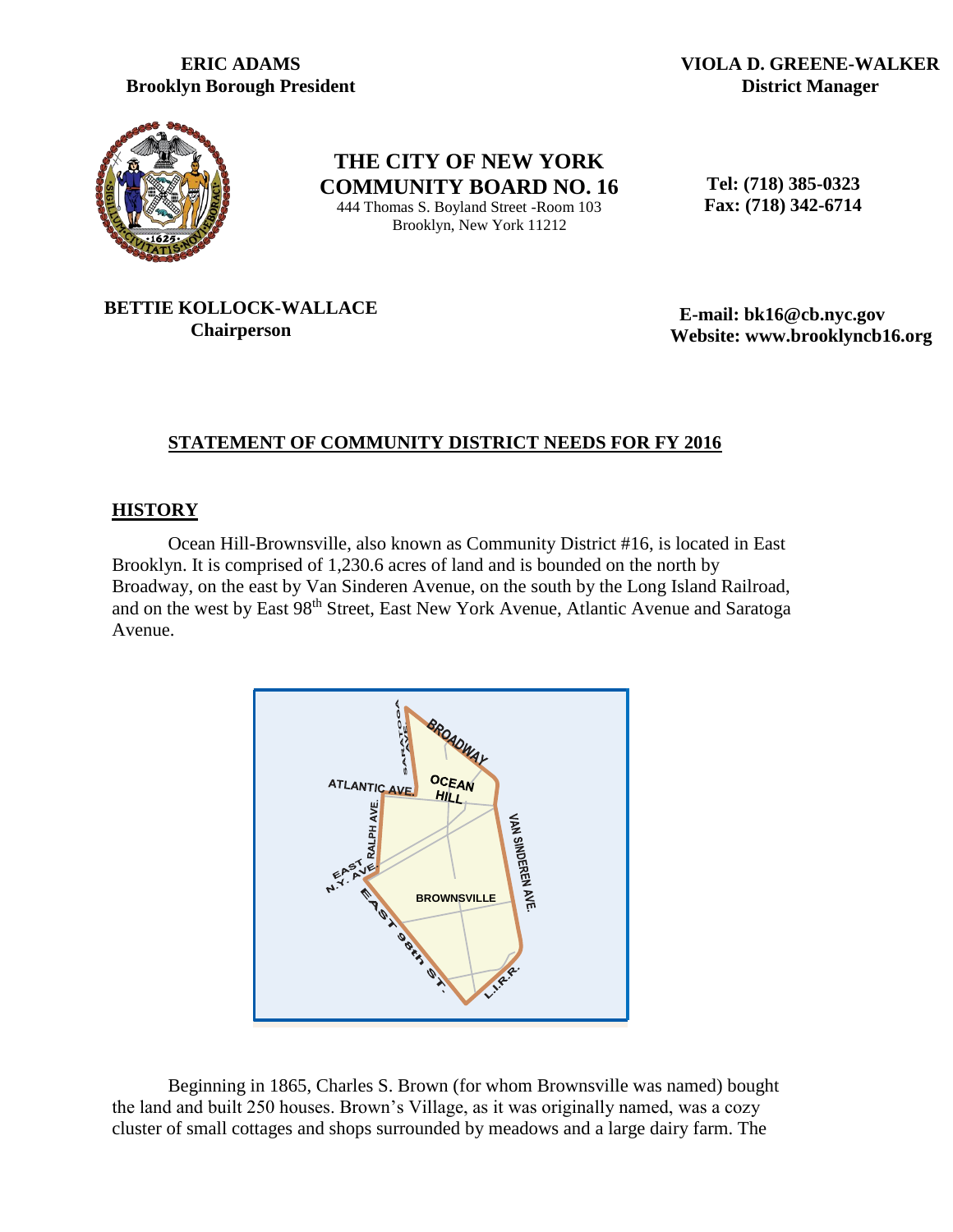**ERIC ADAMS**
**Brooklyn Borough President**

**VIOLA D. GREENE-WALKER**
**District Manager**

# THE CITY OF NEW YORK
# COMMUNITY BOARD NO. 16

444 Thomas S. Boyland Street -Room 103
Brooklyn, New York 11212

**Tel: (718) 385-0323**
**Fax: (718) 342-6714**

**BETTIE KOLLOCK-WALLACE**
**Chairperson**

**E-mail: bk16@cb.nyc.gov**
**Website: www.brooklyncb16.org**

## STATEMENT OF COMMUNITY DISTRICT NEEDS FOR FY 2016

### HISTORY

Ocean Hill-Brownsville, also known as Community District #16, is located in East Brooklyn. It is comprised of 1,230.6 acres of land and is bounded on the north by Broadway, on the east by Van Sinderen Avenue, on the south by the Long Island Railroad, and on the west by East 98th Street, East New York Avenue, Atlantic Avenue and Saratoga Avenue.

Beginning in 1865, Charles S. Brown (for whom Brownsville was named) bought the land and built 250 houses. Brown's Village, as it was originally named, was a cozy cluster of small cottages and shops surrounded by meadows and a large dairy farm. The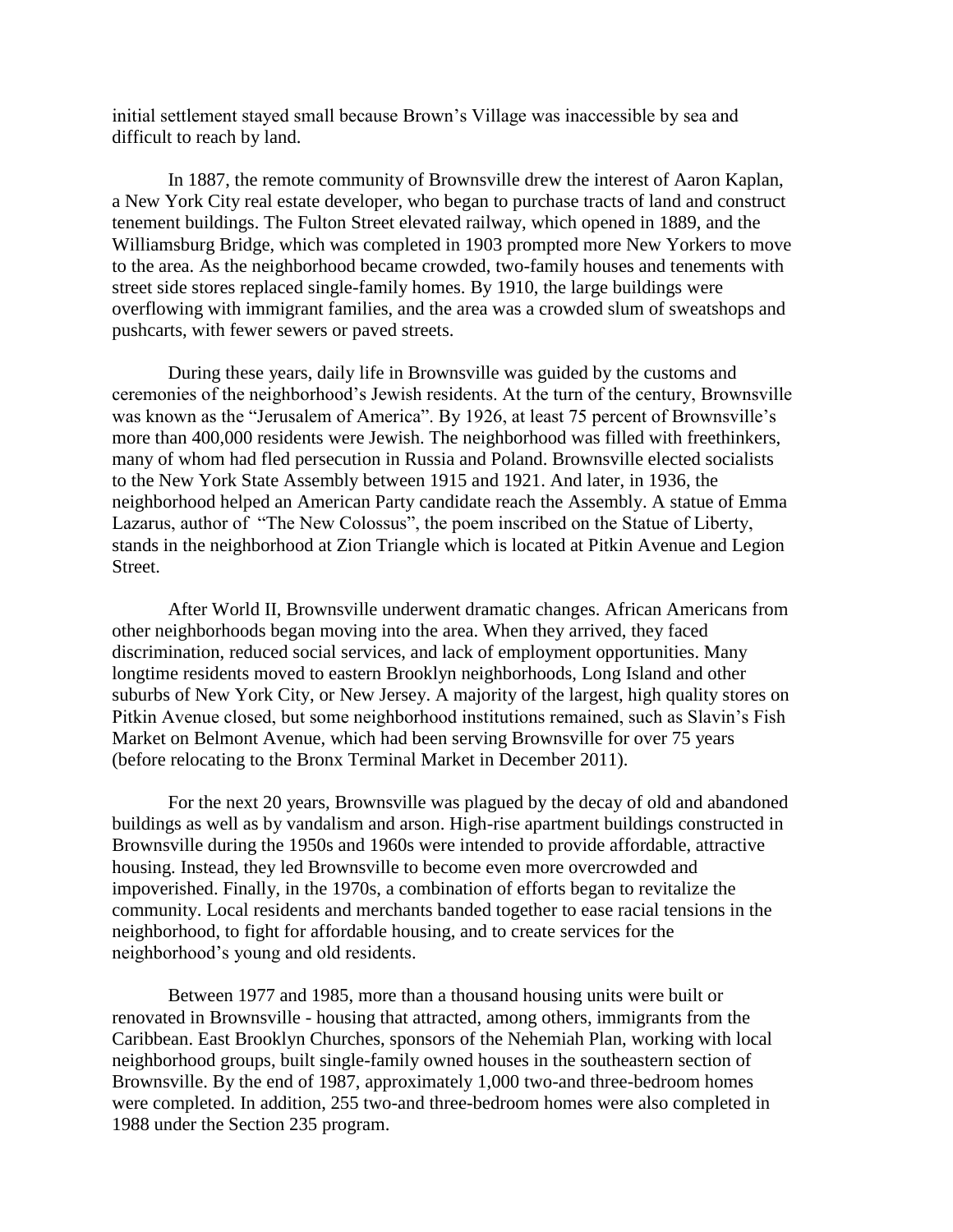initial settlement stayed small because Brown's Village was inaccessible by sea and difficult to reach by land.

In 1887, the remote community of Brownsville drew the interest of Aaron Kaplan, a New York City real estate developer, who began to purchase tracts of land and construct tenement buildings. The Fulton Street elevated railway, which opened in 1889, and the Williamsburg Bridge, which was completed in 1903 prompted more New Yorkers to move to the area. As the neighborhood became crowded, two-family houses and tenements with street side stores replaced single-family homes. By 1910, the large buildings were overflowing with immigrant families, and the area was a crowded slum of sweatshops and pushcarts, with fewer sewers or paved streets.

During these years, daily life in Brownsville was guided by the customs and ceremonies of the neighborhood's Jewish residents. At the turn of the century, Brownsville was known as the "Jerusalem of America". By 1926, at least 75 percent of Brownsville's more than 400,000 residents were Jewish. The neighborhood was filled with freethinkers, many of whom had fled persecution in Russia and Poland. Brownsville elected socialists to the New York State Assembly between 1915 and 1921. And later, in 1936, the neighborhood helped an American Party candidate reach the Assembly. A statue of Emma Lazarus, author of "The New Colossus", the poem inscribed on the Statue of Liberty, stands in the neighborhood at Zion Triangle which is located at Pitkin Avenue and Legion Street.

After World II, Brownsville underwent dramatic changes. African Americans from other neighborhoods began moving into the area. When they arrived, they faced discrimination, reduced social services, and lack of employment opportunities. Many longtime residents moved to eastern Brooklyn neighborhoods, Long Island and other suburbs of New York City, or New Jersey. A majority of the largest, high quality stores on Pitkin Avenue closed, but some neighborhood institutions remained, such as Slavin's Fish Market on Belmont Avenue, which had been serving Brownsville for over 75 years (before relocating to the Bronx Terminal Market in December 2011).

For the next 20 years, Brownsville was plagued by the decay of old and abandoned buildings as well as by vandalism and arson. High-rise apartment buildings constructed in Brownsville during the 1950s and 1960s were intended to provide affordable, attractive housing. Instead, they led Brownsville to become even more overcrowded and impoverished. Finally, in the 1970s, a combination of efforts began to revitalize the community. Local residents and merchants banded together to ease racial tensions in the neighborhood, to fight for affordable housing, and to create services for the neighborhood's young and old residents.

Between 1977 and 1985, more than a thousand housing units were built or renovated in Brownsville - housing that attracted, among others, immigrants from the Caribbean. East Brooklyn Churches, sponsors of the Nehemiah Plan, working with local neighborhood groups, built single-family owned houses in the southeastern section of Brownsville. By the end of 1987, approximately 1,000 two-and three-bedroom homes were completed. In addition, 255 two-and three-bedroom homes were also completed in 1988 under the Section 235 program.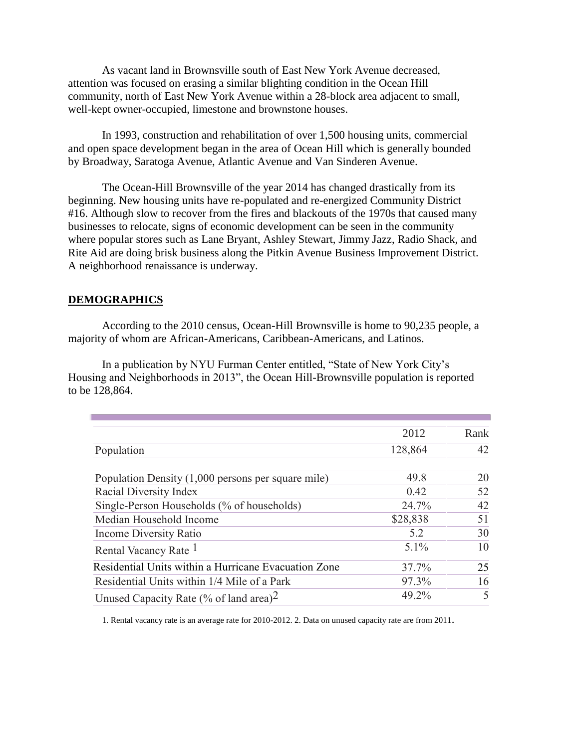As vacant land in Brownsville south of East New York Avenue decreased, attention was focused on erasing a similar blighting condition in the Ocean Hill community, north of East New York Avenue within a 28-block area adjacent to small, well-kept owner-occupied, limestone and brownstone houses.

In 1993, construction and rehabilitation of over 1,500 housing units, commercial and open space development began in the area of Ocean Hill which is generally bounded by Broadway, Saratoga Avenue, Atlantic Avenue and Van Sinderen Avenue.

The Ocean-Hill Brownsville of the year 2014 has changed drastically from its beginning. New housing units have re-populated and re-energized Community District #16. Although slow to recover from the fires and blackouts of the 1970s that caused many businesses to relocate, signs of economic development can be seen in the community where popular stores such as Lane Bryant, Ashley Stewart, Jimmy Jazz, Radio Shack, and Rite Aid are doing brisk business along the Pitkin Avenue Business Improvement District. A neighborhood renaissance is underway.

## DEMOGRAPHICS

According to the 2010 census, Ocean-Hill Brownsville is home to 90,235 people, a majority of whom are African-Americans, Caribbean-Americans, and Latinos.

In a publication by NYU Furman Center entitled, "State of New York City's Housing and Neighborhoods in 2013", the Ocean Hill-Brownsville population is reported to be 128,864.

| | 2012 | Rank |
|---|---|---|
| Population | 128,864 | 42 |
| Population Density (1,000 persons per square mile) | 49.8 | 20 |
| Racial Diversity Index | 0.42 | 52 |
| Single-Person Households (% of households) | 24.7% | 42 |
| Median Household Income | $28,838 | 51 |
| Income Diversity Ratio | 5.2 | 30 |
| Rental Vacancy Rate [1] | 5.1% | 10 |
| Residential Units within a Hurricane Evacuation Zone | 37.7% | 25 |
| Residential Units within 1/4 Mile of a Park | 97.3% | 16 |
| Unused Capacity Rate (% of land area)[2] | 49.2% | 5 |

1. Rental vacancy rate is an average rate for 2010-2012. 2. Data on unused capacity rate are from 2011.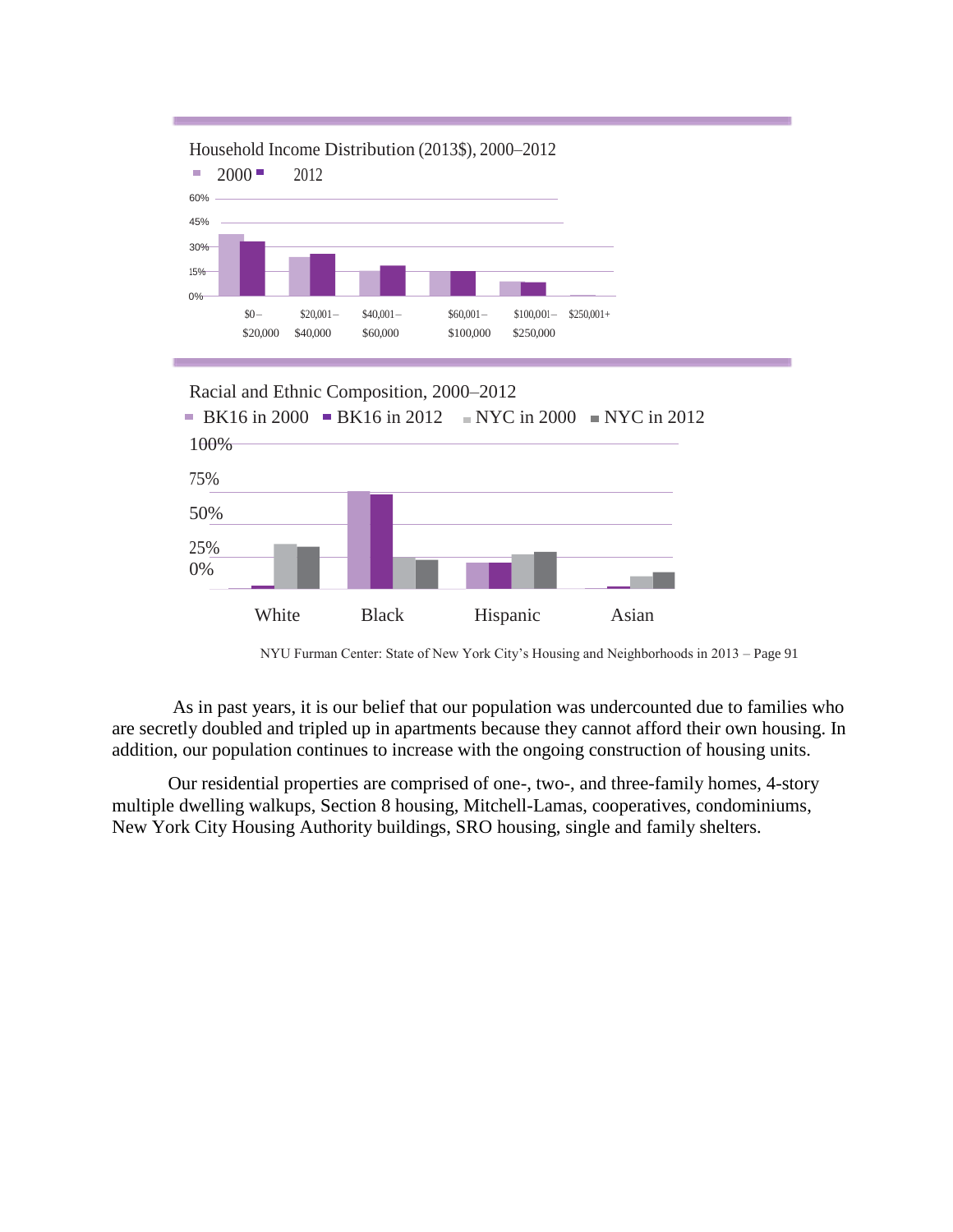Household Income Distribution (2013$), 2000–2012

2000 ■ 2012

60%
45%
30%
15%
0%

$0 – $20,000 | $20,001 – $40,000 | $40,001 – $60,000 | $60,001 – $100,000 | $100,001 – $250,000 | $250,001+

Racial and Ethnic Composition, 2000–2012

BK16 in 2000 ■ BK16 in 2012 ■ NYC in 2000 ■ NYC in 2012

100%
75%
50%
25%
0%

White | Black | Hispanic | Asian

NYU Furman Center: State of New York City's Housing and Neighborhoods in 2013 – Page 91

As in past years, it is our belief that our population was undercounted due to families who are secretly doubled and tripled up in apartments because they cannot afford their own housing. In addition, our population continues to increase with the ongoing construction of housing units.

Our residential properties are comprised of one-, two-, and three-family homes, 4-story multiple dwelling walkups, Section 8 housing, Mitchell-Lamas, cooperatives, condominiums, New York City Housing Authority buildings, SRO housing, single and family shelters.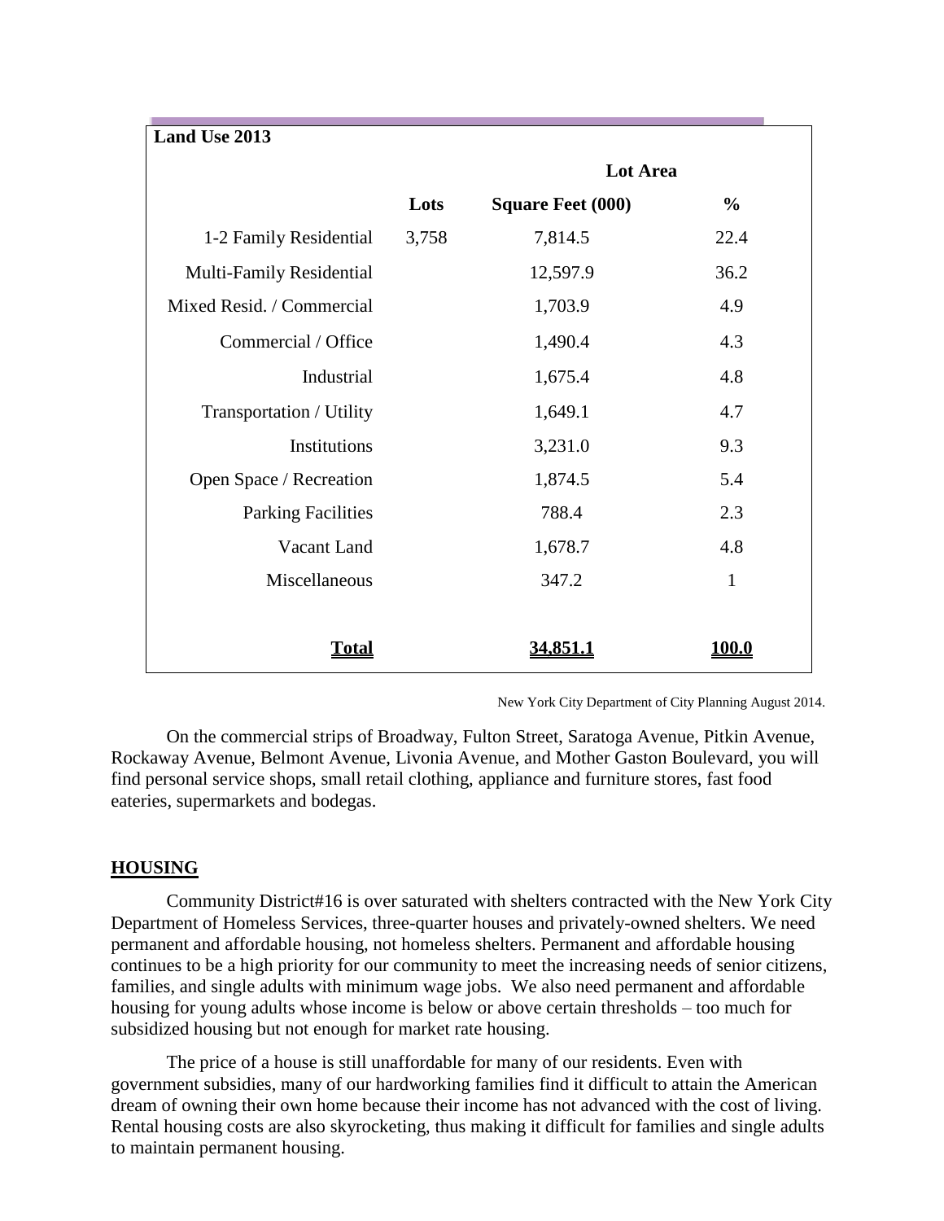| **Land Use 2013** | | | |
|---|---|---|---|
| | | **Lot Area** | |
| | **Lots** | **Square Feet (000)** | **%** |
| 1-2 Family Residential | 3,758 | 7,814.5 | 22.4 |
| Multi-Family Residential | | 12,597.9 | 36.2 |
| Mixed Resid. / Commercial | | 1,703.9 | 4.9 |
| Commercial / Office | | 1,490.4 | 4.3 |
| Industrial | | 1,675.4 | 4.8 |
| Transportation / Utility | | 1,649.1 | 4.7 |
| Institutions | | 3,231.0 | 9.3 |
| Open Space / Recreation | | 1,874.5 | 5.4 |
| Parking Facilities | | 788.4 | 2.3 |
| Vacant Land | | 1,678.7 | 4.8 |
| Miscellaneous | | 347.2 | 1 |
| **Total** | | **34,851.1** | **100.0** |

New York City Department of City Planning August 2014.

On the commercial strips of Broadway, Fulton Street, Saratoga Avenue, Pitkin Avenue, Rockaway Avenue, Belmont Avenue, Livonia Avenue, and Mother Gaston Boulevard, you will find personal service shops, small retail clothing, appliance and furniture stores, fast food eateries, supermarkets and bodegas.

## HOUSING

Community District#16 is over saturated with shelters contracted with the New York City Department of Homeless Services, three-quarter houses and privately-owned shelters. We need permanent and affordable housing, not homeless shelters. Permanent and affordable housing continues to be a high priority for our community to meet the increasing needs of senior citizens, families, and single adults with minimum wage jobs. We also need permanent and affordable housing for young adults whose income is below or above certain thresholds – too much for subsidized housing but not enough for market rate housing.

The price of a house is still unaffordable for many of our residents. Even with government subsidies, many of our hardworking families find it difficult to attain the American dream of owning their own home because their income has not advanced with the cost of living. Rental housing costs are also skyrocketing, thus making it difficult for families and single adults to maintain permanent housing.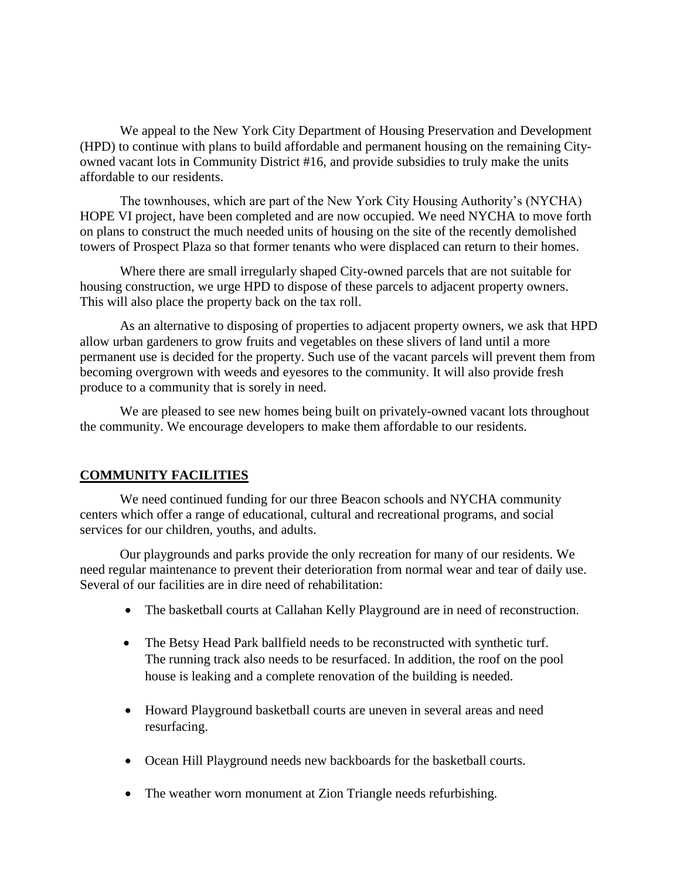We appeal to the New York City Department of Housing Preservation and Development (HPD) to continue with plans to build affordable and permanent housing on the remaining City-owned vacant lots in Community District #16, and provide subsidies to truly make the units affordable to our residents.

The townhouses, which are part of the New York City Housing Authority's (NYCHA) HOPE VI project, have been completed and are now occupied. We need NYCHA to move forth on plans to construct the much needed units of housing on the site of the recently demolished towers of Prospect Plaza so that former tenants who were displaced can return to their homes.

Where there are small irregularly shaped City-owned parcels that are not suitable for housing construction, we urge HPD to dispose of these parcels to adjacent property owners. This will also place the property back on the tax roll.

As an alternative to disposing of properties to adjacent property owners, we ask that HPD allow urban gardeners to grow fruits and vegetables on these slivers of land until a more permanent use is decided for the property. Such use of the vacant parcels will prevent them from becoming overgrown with weeds and eyesores to the community. It will also provide fresh produce to a community that is sorely in need.

We are pleased to see new homes being built on privately-owned vacant lots throughout the community. We encourage developers to make them affordable to our residents.

## COMMUNITY FACILITIES

We need continued funding for our three Beacon schools and NYCHA community centers which offer a range of educational, cultural and recreational programs, and social services for our children, youths, and adults.

Our playgrounds and parks provide the only recreation for many of our residents. We need regular maintenance to prevent their deterioration from normal wear and tear of daily use. Several of our facilities are in dire need of rehabilitation:

- The basketball courts at Callahan Kelly Playground are in need of reconstruction.
- The Betsy Head Park ballfield needs to be reconstructed with synthetic turf. The running track also needs to be resurfaced. In addition, the roof on the pool house is leaking and a complete renovation of the building is needed.
- Howard Playground basketball courts are uneven in several areas and need resurfacing.
- Ocean Hill Playground needs new backboards for the basketball courts.
- The weather worn monument at Zion Triangle needs refurbishing.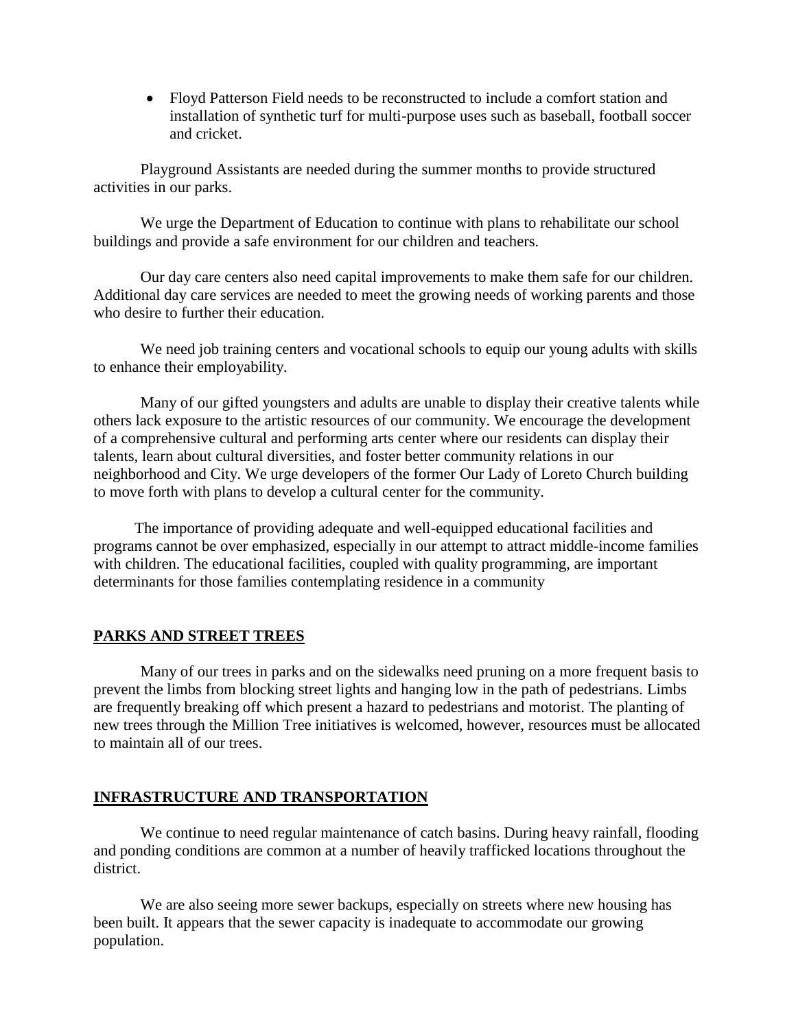- Floyd Patterson Field needs to be reconstructed to include a comfort station and installation of synthetic turf for multi-purpose uses such as baseball, football soccer and cricket.

Playground Assistants are needed during the summer months to provide structured activities in our parks.

We urge the Department of Education to continue with plans to rehabilitate our school buildings and provide a safe environment for our children and teachers.

Our day care centers also need capital improvements to make them safe for our children. Additional day care services are needed to meet the growing needs of working parents and those who desire to further their education.

We need job training centers and vocational schools to equip our young adults with skills to enhance their employability.

Many of our gifted youngsters and adults are unable to display their creative talents while others lack exposure to the artistic resources of our community. We encourage the development of a comprehensive cultural and performing arts center where our residents can display their talents, learn about cultural diversities, and foster better community relations in our neighborhood and City. We urge developers of the former Our Lady of Loreto Church building to move forth with plans to develop a cultural center for the community.

The importance of providing adequate and well-equipped educational facilities and programs cannot be over emphasized, especially in our attempt to attract middle-income families with children. The educational facilities, coupled with quality programming, are important determinants for those families contemplating residence in a community

## PARKS AND STREET TREES

Many of our trees in parks and on the sidewalks need pruning on a more frequent basis to prevent the limbs from blocking street lights and hanging low in the path of pedestrians. Limbs are frequently breaking off which present a hazard to pedestrians and motorist. The planting of new trees through the Million Tree initiatives is welcomed, however, resources must be allocated to maintain all of our trees.

## INFRASTRUCTURE AND TRANSPORTATION

We continue to need regular maintenance of catch basins. During heavy rainfall, flooding and ponding conditions are common at a number of heavily trafficked locations throughout the district.

We are also seeing more sewer backups, especially on streets where new housing has been built. It appears that the sewer capacity is inadequate to accommodate our growing population.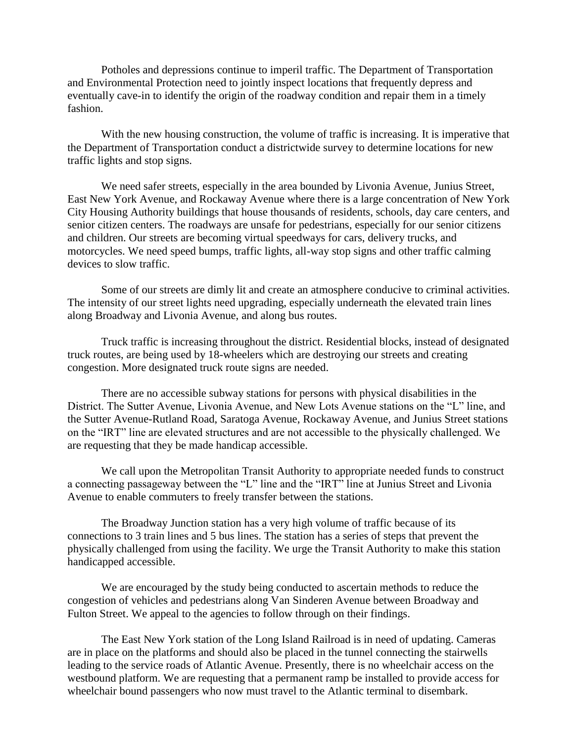Potholes and depressions continue to imperil traffic. The Department of Transportation and Environmental Protection need to jointly inspect locations that frequently depress and eventually cave-in to identify the origin of the roadway condition and repair them in a timely fashion.

With the new housing construction, the volume of traffic is increasing. It is imperative that the Department of Transportation conduct a districtwide survey to determine locations for new traffic lights and stop signs.

We need safer streets, especially in the area bounded by Livonia Avenue, Junius Street, East New York Avenue, and Rockaway Avenue where there is a large concentration of New York City Housing Authority buildings that house thousands of residents, schools, day care centers, and senior citizen centers. The roadways are unsafe for pedestrians, especially for our senior citizens and children. Our streets are becoming virtual speedways for cars, delivery trucks, and motorcycles. We need speed bumps, traffic lights, all-way stop signs and other traffic calming devices to slow traffic.

Some of our streets are dimly lit and create an atmosphere conducive to criminal activities. The intensity of our street lights need upgrading, especially underneath the elevated train lines along Broadway and Livonia Avenue, and along bus routes.

Truck traffic is increasing throughout the district. Residential blocks, instead of designated truck routes, are being used by 18-wheelers which are destroying our streets and creating congestion. More designated truck route signs are needed.

There are no accessible subway stations for persons with physical disabilities in the District. The Sutter Avenue, Livonia Avenue, and New Lots Avenue stations on the "L" line, and the Sutter Avenue-Rutland Road, Saratoga Avenue, Rockaway Avenue, and Junius Street stations on the "IRT" line are elevated structures and are not accessible to the physically challenged. We are requesting that they be made handicap accessible.

We call upon the Metropolitan Transit Authority to appropriate needed funds to construct a connecting passageway between the "L" line and the "IRT" line at Junius Street and Livonia Avenue to enable commuters to freely transfer between the stations.

The Broadway Junction station has a very high volume of traffic because of its connections to 3 train lines and 5 bus lines. The station has a series of steps that prevent the physically challenged from using the facility. We urge the Transit Authority to make this station handicapped accessible.

We are encouraged by the study being conducted to ascertain methods to reduce the congestion of vehicles and pedestrians along Van Sinderen Avenue between Broadway and Fulton Street. We appeal to the agencies to follow through on their findings.

The East New York station of the Long Island Railroad is in need of updating. Cameras are in place on the platforms and should also be placed in the tunnel connecting the stairwells leading to the service roads of Atlantic Avenue. Presently, there is no wheelchair access on the westbound platform. We are requesting that a permanent ramp be installed to provide access for wheelchair bound passengers who now must travel to the Atlantic terminal to disembark.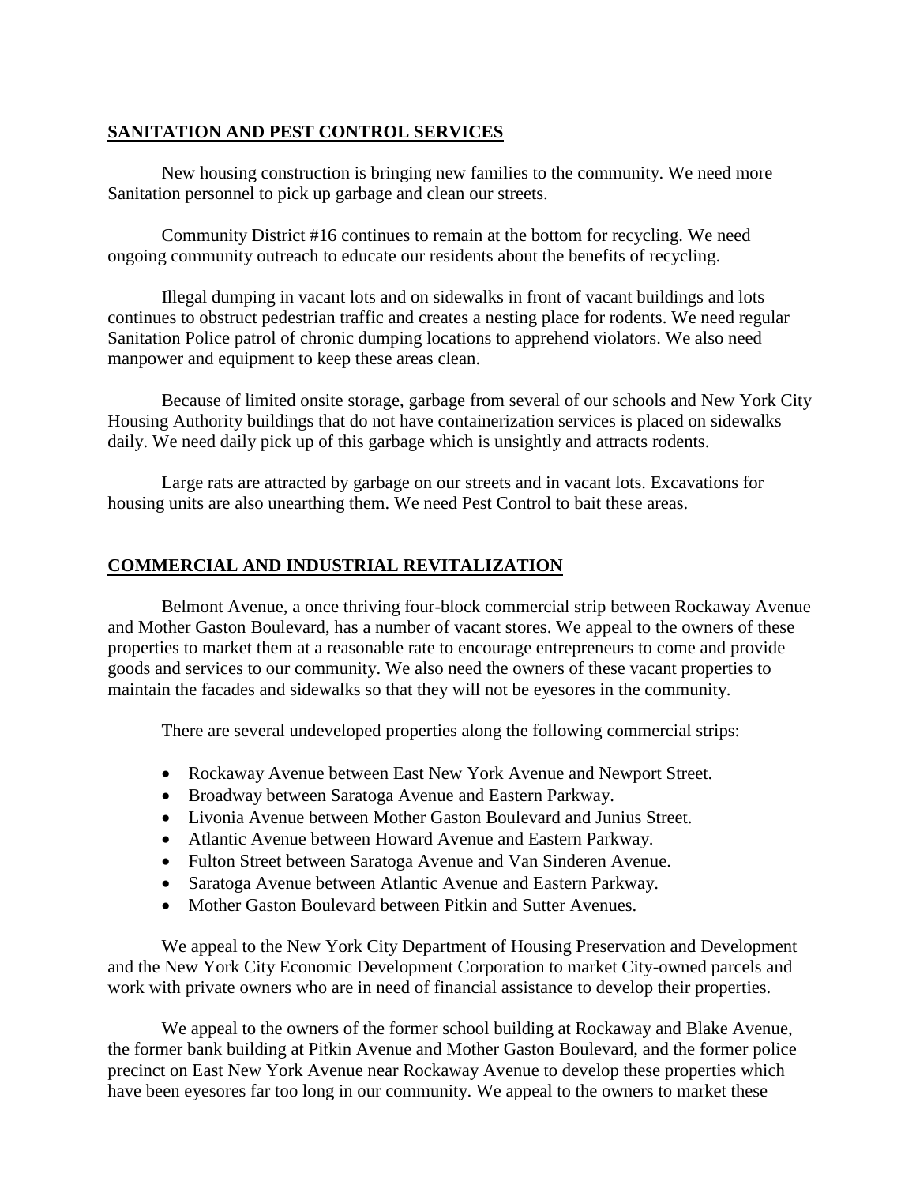## SANITATION AND PEST CONTROL SERVICES

New housing construction is bringing new families to the community. We need more Sanitation personnel to pick up garbage and clean our streets.

Community District #16 continues to remain at the bottom for recycling. We need ongoing community outreach to educate our residents about the benefits of recycling.

Illegal dumping in vacant lots and on sidewalks in front of vacant buildings and lots continues to obstruct pedestrian traffic and creates a nesting place for rodents. We need regular Sanitation Police patrol of chronic dumping locations to apprehend violators. We also need manpower and equipment to keep these areas clean.

Because of limited onsite storage, garbage from several of our schools and New York City Housing Authority buildings that do not have containerization services is placed on sidewalks daily. We need daily pick up of this garbage which is unsightly and attracts rodents.

Large rats are attracted by garbage on our streets and in vacant lots. Excavations for housing units are also unearthing them. We need Pest Control to bait these areas.

## COMMERCIAL AND INDUSTRIAL REVITALIZATION

Belmont Avenue, a once thriving four-block commercial strip between Rockaway Avenue and Mother Gaston Boulevard, has a number of vacant stores. We appeal to the owners of these properties to market them at a reasonable rate to encourage entrepreneurs to come and provide goods and services to our community. We also need the owners of these vacant properties to maintain the facades and sidewalks so that they will not be eyesores in the community.

There are several undeveloped properties along the following commercial strips:

- Rockaway Avenue between East New York Avenue and Newport Street.
- Broadway between Saratoga Avenue and Eastern Parkway.
- Livonia Avenue between Mother Gaston Boulevard and Junius Street.
- Atlantic Avenue between Howard Avenue and Eastern Parkway.
- Fulton Street between Saratoga Avenue and Van Sinderen Avenue.
- Saratoga Avenue between Atlantic Avenue and Eastern Parkway.
- Mother Gaston Boulevard between Pitkin and Sutter Avenues.

We appeal to the New York City Department of Housing Preservation and Development and the New York City Economic Development Corporation to market City-owned parcels and work with private owners who are in need of financial assistance to develop their properties.

We appeal to the owners of the former school building at Rockaway and Blake Avenue, the former bank building at Pitkin Avenue and Mother Gaston Boulevard, and the former police precinct on East New York Avenue near Rockaway Avenue to develop these properties which have been eyesores far too long in our community. We appeal to the owners to market these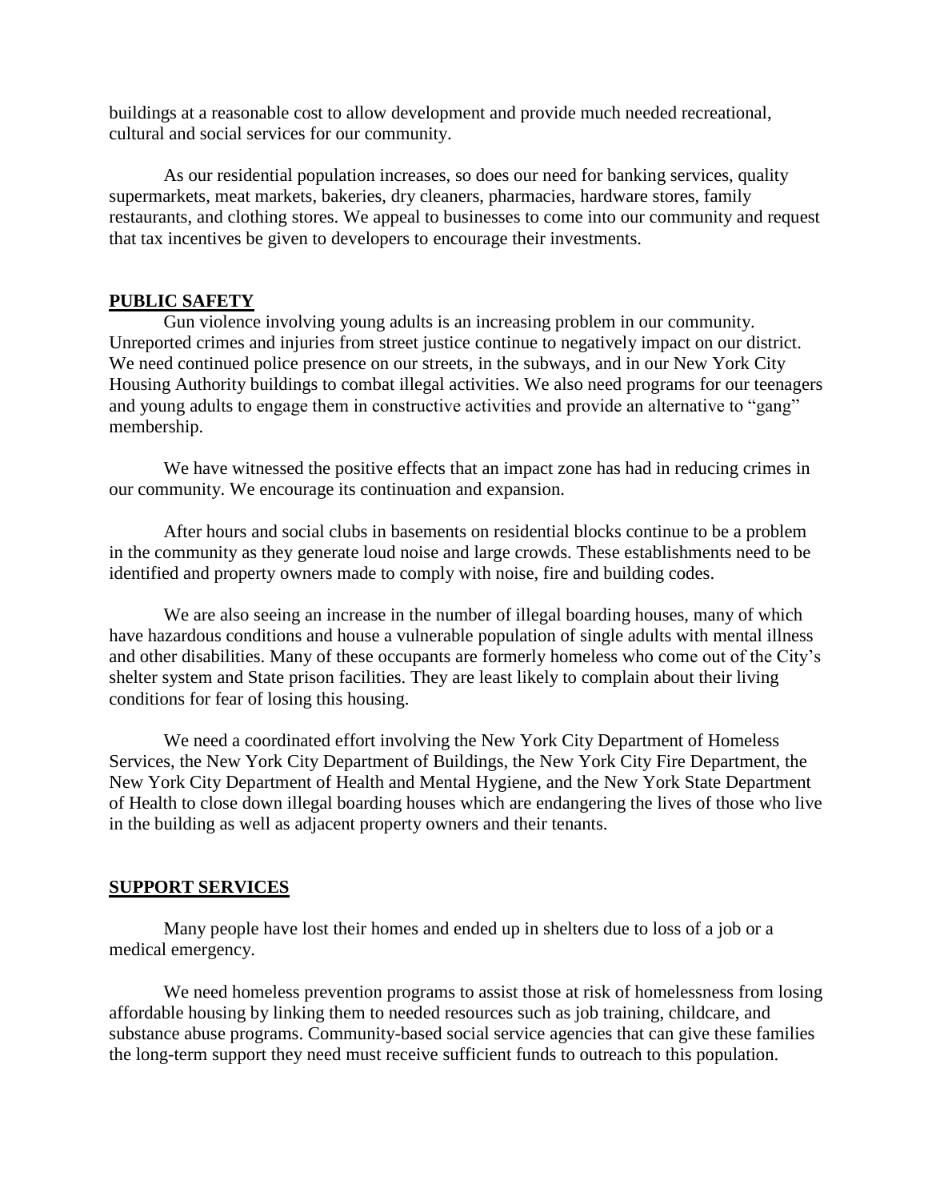buildings at a reasonable cost to allow development and provide much needed recreational, cultural and social services for our community.

As our residential population increases, so does our need for banking services, quality supermarkets, meat markets, bakeries, dry cleaners, pharmacies, hardware stores, family restaurants, and clothing stores. We appeal to businesses to come into our community and request that tax incentives be given to developers to encourage their investments.

## PUBLIC SAFETY

Gun violence involving young adults is an increasing problem in our community. Unreported crimes and injuries from street justice continue to negatively impact on our district. We need continued police presence on our streets, in the subways, and in our New York City Housing Authority buildings to combat illegal activities. We also need programs for our teenagers and young adults to engage them in constructive activities and provide an alternative to "gang" membership.

We have witnessed the positive effects that an impact zone has had in reducing crimes in our community. We encourage its continuation and expansion.

After hours and social clubs in basements on residential blocks continue to be a problem in the community as they generate loud noise and large crowds. These establishments need to be identified and property owners made to comply with noise, fire and building codes.

We are also seeing an increase in the number of illegal boarding houses, many of which have hazardous conditions and house a vulnerable population of single adults with mental illness and other disabilities. Many of these occupants are formerly homeless who come out of the City's shelter system and State prison facilities. They are least likely to complain about their living conditions for fear of losing this housing.

We need a coordinated effort involving the New York City Department of Homeless Services, the New York City Department of Buildings, the New York City Fire Department, the New York City Department of Health and Mental Hygiene, and the New York State Department of Health to close down illegal boarding houses which are endangering the lives of those who live in the building as well as adjacent property owners and their tenants.

## SUPPORT SERVICES

Many people have lost their homes and ended up in shelters due to loss of a job or a medical emergency.

We need homeless prevention programs to assist those at risk of homelessness from losing affordable housing by linking them to needed resources such as job training, childcare, and substance abuse programs. Community-based social service agencies that can give these families the long-term support they need must receive sufficient funds to outreach to this population.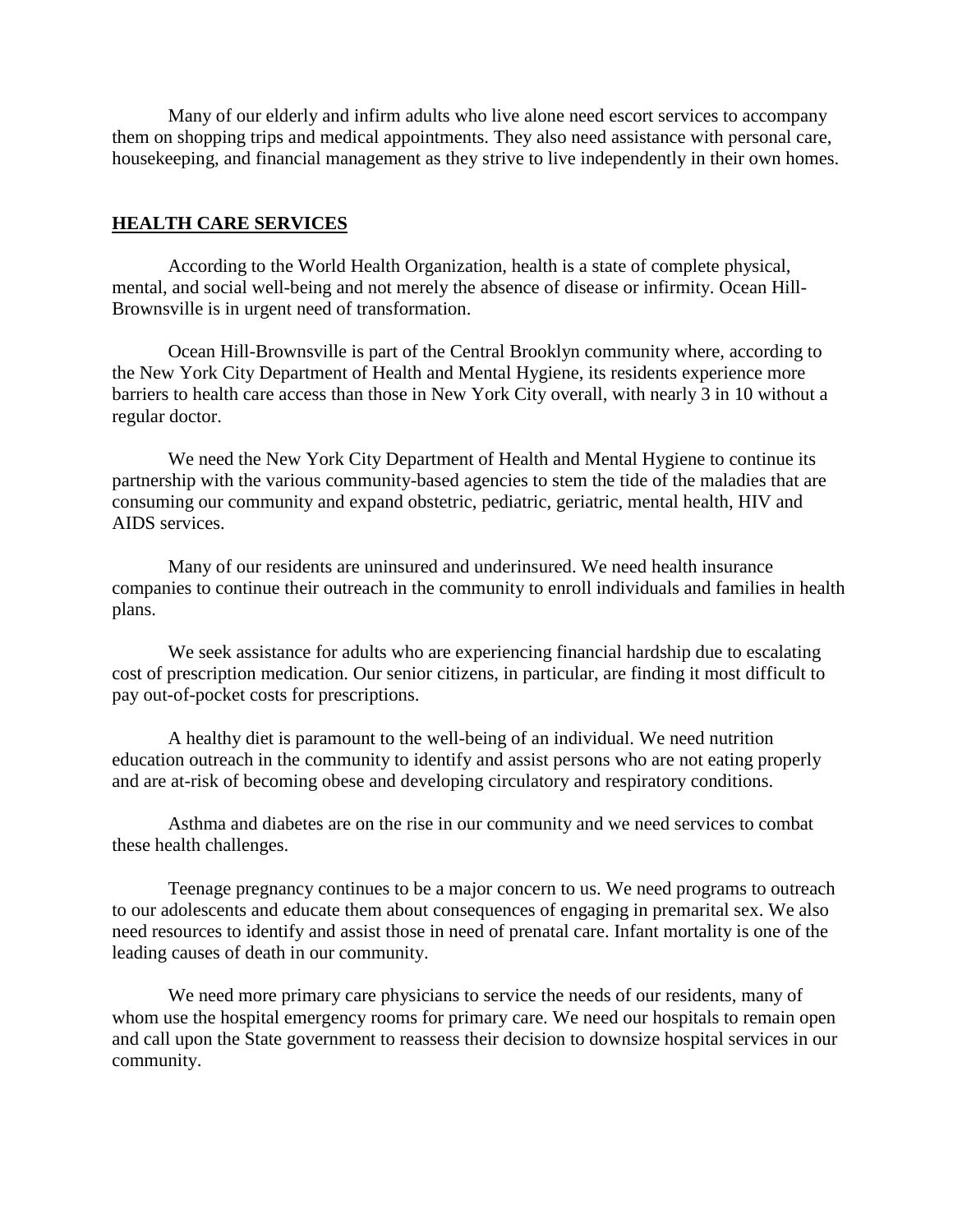Many of our elderly and infirm adults who live alone need escort services to accompany them on shopping trips and medical appointments. They also need assistance with personal care, housekeeping, and financial management as they strive to live independently in their own homes.

## HEALTH CARE SERVICES

According to the World Health Organization, health is a state of complete physical, mental, and social well-being and not merely the absence of disease or infirmity. Ocean Hill-Brownsville is in urgent need of transformation.

Ocean Hill-Brownsville is part of the Central Brooklyn community where, according to the New York City Department of Health and Mental Hygiene, its residents experience more barriers to health care access than those in New York City overall, with nearly 3 in 10 without a regular doctor.

We need the New York City Department of Health and Mental Hygiene to continue its partnership with the various community-based agencies to stem the tide of the maladies that are consuming our community and expand obstetric, pediatric, geriatric, mental health, HIV and AIDS services.

Many of our residents are uninsured and underinsured. We need health insurance companies to continue their outreach in the community to enroll individuals and families in health plans.

We seek assistance for adults who are experiencing financial hardship due to escalating cost of prescription medication. Our senior citizens, in particular, are finding it most difficult to pay out-of-pocket costs for prescriptions.

A healthy diet is paramount to the well-being of an individual. We need nutrition education outreach in the community to identify and assist persons who are not eating properly and are at-risk of becoming obese and developing circulatory and respiratory conditions.

Asthma and diabetes are on the rise in our community and we need services to combat these health challenges.

Teenage pregnancy continues to be a major concern to us. We need programs to outreach to our adolescents and educate them about consequences of engaging in premarital sex. We also need resources to identify and assist those in need of prenatal care. Infant mortality is one of the leading causes of death in our community.

We need more primary care physicians to service the needs of our residents, many of whom use the hospital emergency rooms for primary care. We need our hospitals to remain open and call upon the State government to reassess their decision to downsize hospital services in our community.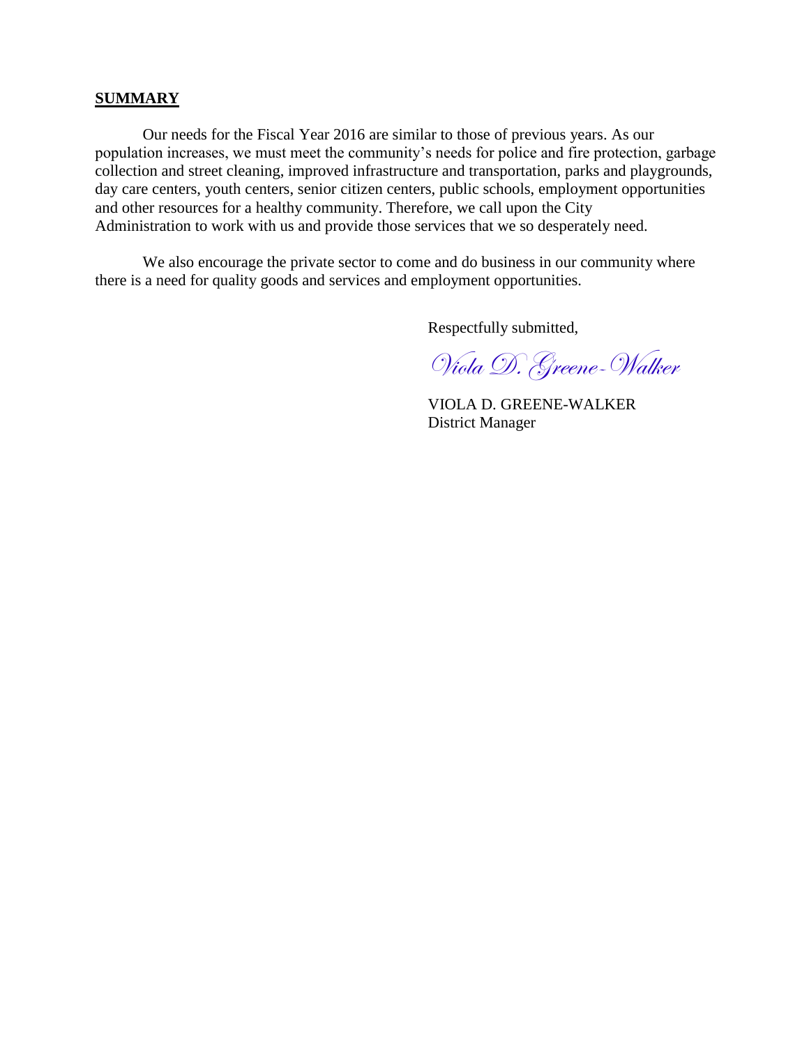**SUMMARY**

Our needs for the Fiscal Year 2016 are similar to those of previous years. As our population increases, we must meet the community's needs for police and fire protection, garbage collection and street cleaning, improved infrastructure and transportation, parks and playgrounds, day care centers, youth centers, senior citizen centers, public schools, employment opportunities and other resources for a healthy community. Therefore, we call upon the City Administration to work with us and provide those services that we so desperately need.

We also encourage the private sector to come and do business in our community where there is a need for quality goods and services and employment opportunities.

Respectfully submitted,

*Viola D. Greene-Walker*

VIOLA D. GREENE-WALKER
District Manager